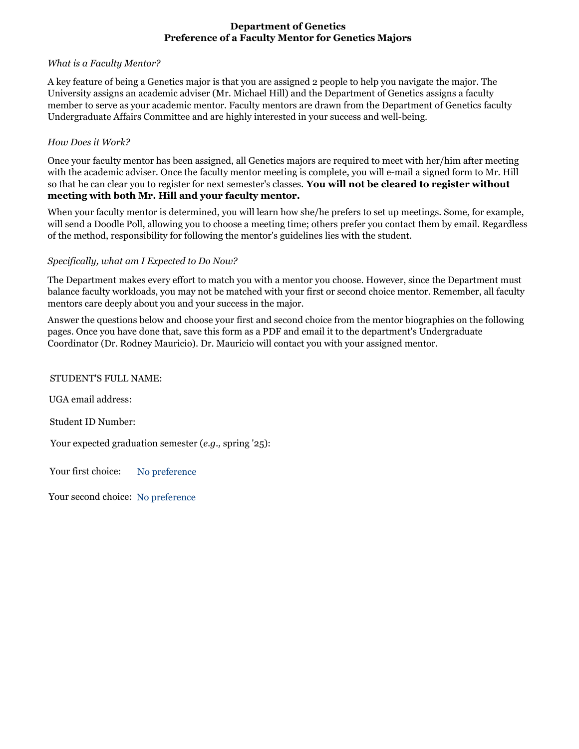**Department of Genetics**
**Preference of a Faculty Mentor for Genetics Majors**

*What is a Faculty Mentor?*

A key feature of being a Genetics major is that you are assigned 2 people to help you navigate the major. The University assigns an academic adviser (Mr. Michael Hill) and the Department of Genetics assigns a faculty member to serve as your academic mentor. Faculty mentors are drawn from the Department of Genetics faculty Undergraduate Affairs Committee and are highly interested in your success and well-being.

*How Does it Work?*

Once your faculty mentor has been assigned, all Genetics majors are required to meet with her/him after meeting with the academic adviser. Once the faculty mentor meeting is complete, you will e-mail a signed form to Mr. Hill so that he can clear you to register for next semester's classes. **You will not be cleared to register without meeting with both Mr. Hill and your faculty mentor.**

When your faculty mentor is determined, you will learn how she/he prefers to set up meetings. Some, for example, will send a Doodle Poll, allowing you to choose a meeting time; others prefer you contact them by email. Regardless of the method, responsibility for following the mentor's guidelines lies with the student.

*Specifically, what am I Expected to Do Now?*

The Department makes every effort to match you with a mentor you choose. However, since the Department must balance faculty workloads, you may not be matched with your first or second choice mentor. Remember, all faculty mentors care deeply about you and your success in the major.

Answer the questions below and choose your first and second choice from the mentor biographies on the following pages. Once you have done that, save this form as a PDF and email it to the department's Undergraduate Coordinator (Dr. Rodney Mauricio). Dr. Mauricio will contact you with your assigned mentor.

STUDENT'S FULL NAME:

UGA email address:

Student ID Number:

Your expected graduation semester (*e.g.,* spring '25):

Your first choice: No preference

Your second choice: No preference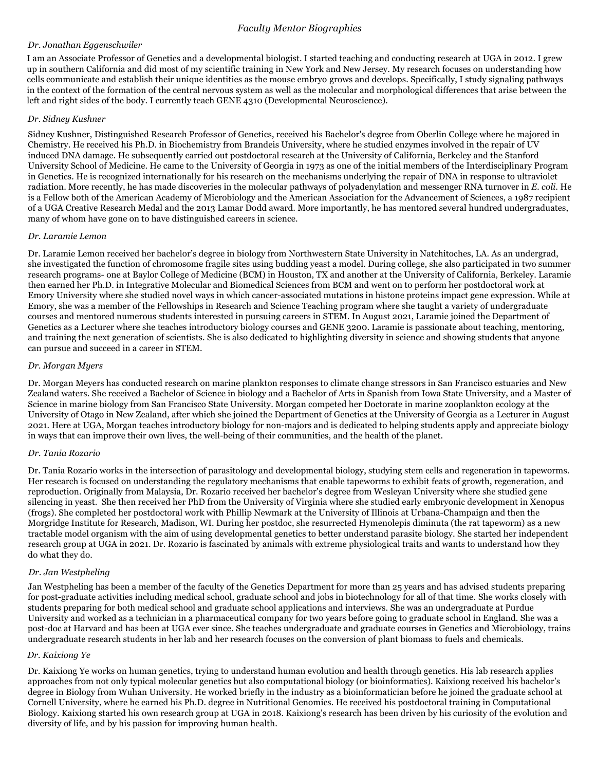## *Faculty Mentor Biographies*

### *Dr. Jonathan Eggenschwiler*

I am an Associate Professor of Genetics and a developmental biologist. I started teaching and conducting research at UGA in 2012. I grew up in southern California and did most of my scientific training in New York and New Jersey. My research focuses on understanding how cells communicate and establish their unique identities as the mouse embryo grows and develops. Specifically, I study signaling pathways in the context of the formation of the central nervous system as well as the molecular and morphological differences that arise between the left and right sides of the body. I currently teach GENE 4310 (Developmental Neuroscience).

### *Dr. Sidney Kushner*

Sidney Kushner, Distinguished Research Professor of Genetics, received his Bachelor's degree from Oberlin College where he majored in Chemistry. He received his Ph.D. in Biochemistry from Brandeis University, where he studied enzymes involved in the repair of UV induced DNA damage. He subsequently carried out postdoctoral research at the University of California, Berkeley and the Stanford University School of Medicine. He came to the University of Georgia in 1973 as one of the initial members of the Interdisciplinary Program in Genetics. He is recognized internationally for his research on the mechanisms underlying the repair of DNA in response to ultraviolet radiation. More recently, he has made discoveries in the molecular pathways of polyadenylation and messenger RNA turnover in *E. coli*. He is a Fellow both of the American Academy of Microbiology and the American Association for the Advancement of Sciences, a 1987 recipient of a UGA Creative Research Medal and the 2013 Lamar Dodd award. More importantly, he has mentored several hundred undergraduates, many of whom have gone on to have distinguished careers in science.

### *Dr. Laramie Lemon*

Dr. Laramie Lemon received her bachelor's degree in biology from Northwestern State University in Natchitoches, LA. As an undergrad, she investigated the function of chromosome fragile sites using budding yeast a model. During college, she also participated in two summer research programs- one at Baylor College of Medicine (BCM) in Houston, TX and another at the University of California, Berkeley. Laramie then earned her Ph.D. in Integrative Molecular and Biomedical Sciences from BCM and went on to perform her postdoctoral work at Emory University where she studied novel ways in which cancer-associated mutations in histone proteins impact gene expression. While at Emory, she was a member of the Fellowships in Research and Science Teaching program where she taught a variety of undergraduate courses and mentored numerous students interested in pursuing careers in STEM. In August 2021, Laramie joined the Department of Genetics as a Lecturer where she teaches introductory biology courses and GENE 3200. Laramie is passionate about teaching, mentoring, and training the next generation of scientists. She is also dedicated to highlighting diversity in science and showing students that anyone can pursue and succeed in a career in STEM.

### *Dr. Morgan Myers*

Dr. Morgan Meyers has conducted research on marine plankton responses to climate change stressors in San Francisco estuaries and New Zealand waters. She received a Bachelor of Science in biology and a Bachelor of Arts in Spanish from Iowa State University, and a Master of Science in marine biology from San Francisco State University. Morgan competed her Doctorate in marine zooplankton ecology at the University of Otago in New Zealand, after which she joined the Department of Genetics at the University of Georgia as a Lecturer in August 2021. Here at UGA, Morgan teaches introductory biology for non-majors and is dedicated to helping students apply and appreciate biology in ways that can improve their own lives, the well-being of their communities, and the health of the planet.

### *Dr. Tania Rozario*

Dr. Tania Rozario works in the intersection of parasitology and developmental biology, studying stem cells and regeneration in tapeworms. Her research is focused on understanding the regulatory mechanisms that enable tapeworms to exhibit feats of growth, regeneration, and reproduction. Originally from Malaysia, Dr. Rozario received her bachelor's degree from Wesleyan University where she studied gene silencing in yeast. She then received her PhD from the University of Virginia where she studied early embryonic development in Xenopus (frogs). She completed her postdoctoral work with Phillip Newmark at the University of Illinois at Urbana-Champaign and then the Morgridge Institute for Research, Madison, WI. During her postdoc, she resurrected Hymenolepis diminuta (the rat tapeworm) as a new tractable model organism with the aim of using developmental genetics to better understand parasite biology. She started her independent research group at UGA in 2021. Dr. Rozario is fascinated by animals with extreme physiological traits and wants to understand how they do what they do.

### *Dr. Jan Westpheling*

Jan Westpheling has been a member of the faculty of the Genetics Department for more than 25 years and has advised students preparing for post-graduate activities including medical school, graduate school and jobs in biotechnology for all of that time. She works closely with students preparing for both medical school and graduate school applications and interviews. She was an undergraduate at Purdue University and worked as a technician in a pharmaceutical company for two years before going to graduate school in England. She was a post-doc at Harvard and has been at UGA ever since. She teaches undergraduate and graduate courses in Genetics and Microbiology, trains undergraduate research students in her lab and her research focuses on the conversion of plant biomass to fuels and chemicals.

### *Dr. Kaixiong Ye*

Dr. Kaixiong Ye works on human genetics, trying to understand human evolution and health through genetics. His lab research applies approaches from not only typical molecular genetics but also computational biology (or bioinformatics). Kaixiong received his bachelor's degree in Biology from Wuhan University. He worked briefly in the industry as a bioinformatician before he joined the graduate school at Cornell University, where he earned his Ph.D. degree in Nutritional Genomics. He received his postdoctoral training in Computational Biology. Kaixiong started his own research group at UGA in 2018. Kaixiong's research has been driven by his curiosity of the evolution and diversity of life, and by his passion for improving human health.